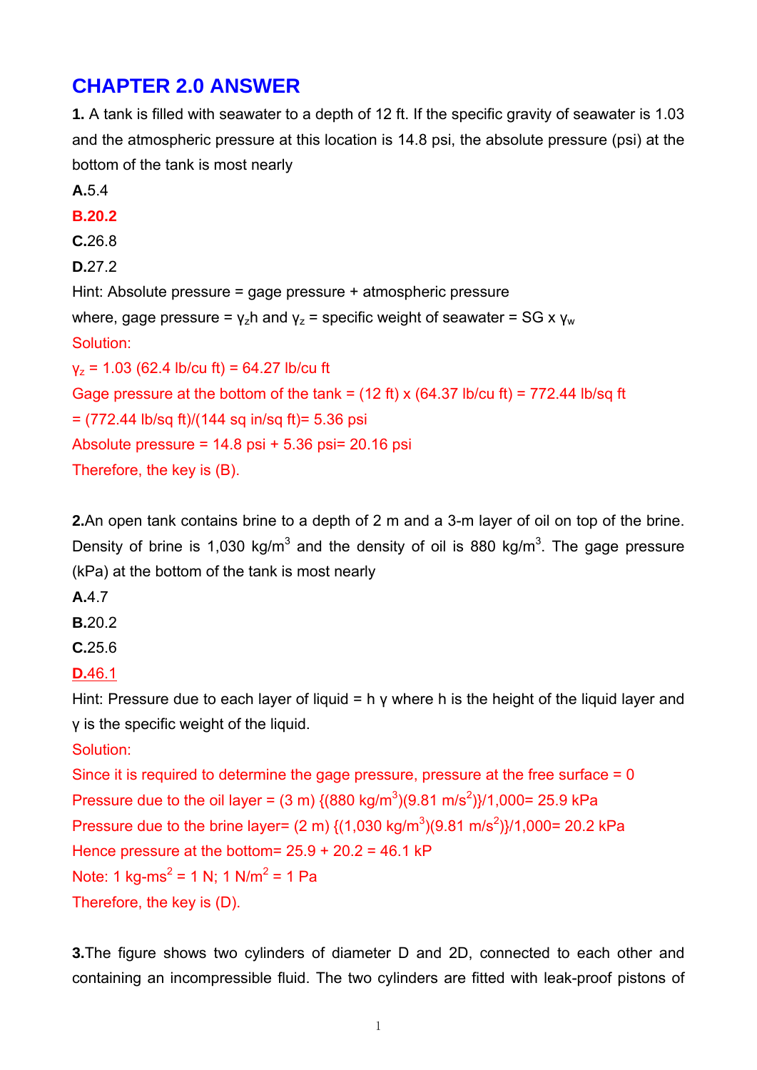# CHAPTER 2.0 ANSWER

**1.** A tank is filled with seawater to a depth of 12 ft. If the specific gravity of seawater is 1.03 and the atmospheric pressure at this location is 14.8 psi, the absolute pressure (psi) at the bottom of the tank is most nearly

**A.**5.4

**B.20.2**

**C.**26.8

**D.**27.2

Hint: Absolute pressure = gage pressure + atmospheric pressure

where, gage pressure = $\gamma_z h$ and $\gamma_z$ = specific weight of seawater = SG x $\gamma_w$

Solution:

$\gamma_z$ = 1.03 (62.4 lb/cu ft) = 64.27 lb/cu ft

Gage pressure at the bottom of the tank = (12 ft) x (64.37 lb/cu ft) = 772.44 lb/sq ft

= (772.44 lb/sq ft)/(144 sq in/sq ft)= 5.36 psi

Absolute pressure = 14.8 psi + 5.36 psi= 20.16 psi

Therefore, the key is (B).

**2.**An open tank contains brine to a depth of 2 m and a 3-m layer of oil on top of the brine. Density of brine is 1,030 kg/m$^3$ and the density of oil is 880 kg/m$^3$. The gage pressure (kPa) at the bottom of the tank is most nearly

**A.**4.7

**B.**20.2

**C.**25.6

**D.**46.1

Hint: Pressure due to each layer of liquid = h $\gamma$ where h is the height of the liquid layer and $\gamma$ is the specific weight of the liquid.

Solution:

Since it is required to determine the gage pressure, pressure at the free surface = 0

Pressure due to the oil layer = (3 m) {(880 kg/m$^3$)(9.81 m/s$^2$)}/1,000= 25.9 kPa

Pressure due to the brine layer= (2 m) {(1,030 kg/m$^3$)(9.81 m/s$^2$)}/1,000= 20.2 kPa

Hence pressure at the bottom= 25.9 + 20.2 = 46.1 kP

Note: 1 kg-ms$^2$ = 1 N; 1 N/m$^2$ = 1 Pa

Therefore, the key is (D).

**3.**The figure shows two cylinders of diameter D and 2D, connected to each other and containing an incompressible fluid. The two cylinders are fitted with leak-proof pistons of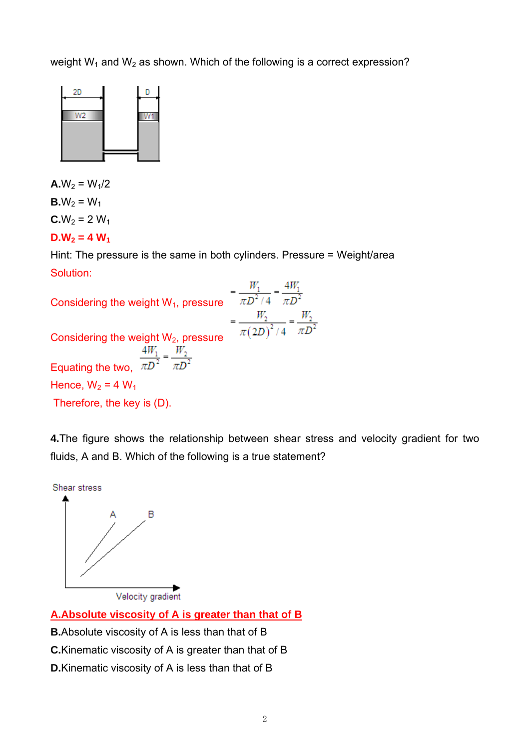weight $W_1$ and $W_2$ as shown. Which of the following is a correct expression?

**A.** $W_2 = W_1/2$

**B.** $W_2 = W_1$

**C.** $W_2 = 2\,W_1$

**D.** $W_2 = 4\,W_1$

Hint: The pressure is the same in both cylinders. Pressure = Weight/area

Solution:

Considering the weight $W_1$, pressure $= \dfrac{W_1}{\pi D^2/4} = \dfrac{4W_1}{\pi D^2}$

Considering the weight $W_2$, pressure $= \dfrac{W_2}{\pi(2D)^2/4} = \dfrac{W_2}{\pi D^2}$

Equating the two, $\dfrac{4W_1}{\pi D^2} = \dfrac{W_2}{\pi D^2}$

Hence, $W_2 = 4\,W_1$

Therefore, the key is (D).

**4.** The figure shows the relationship between shear stress and velocity gradient for two fluids, A and B. Which of the following is a true statement?

**A.** Absolute viscosity of A is greater than that of B

**B.** Absolute viscosity of A is less than that of B

**C.** Kinematic viscosity of A is greater than that of B

**D.** Kinematic viscosity of A is less than that of B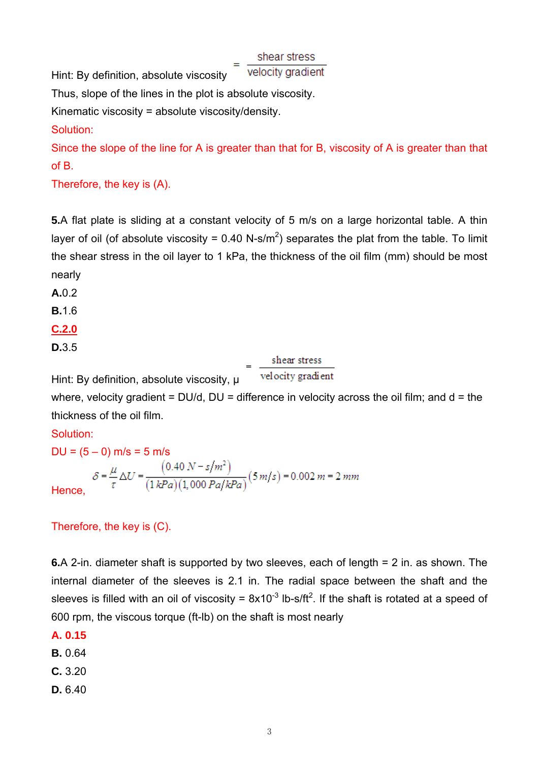Hint: By definition, absolute viscosity $= \dfrac{\text{shear stress}}{\text{velocity gradient}}$

Thus, slope of the lines in the plot is absolute viscosity.

Kinematic viscosity = absolute viscosity/density.

Solution:

Since the slope of the line for A is greater than that for B, viscosity of A is greater than that of B.

Therefore, the key is (A).

**5.**A flat plate is sliding at a constant velocity of 5 m/s on a large horizontal table. A thin layer of oil (of absolute viscosity = 0.40 N-s/m$^2$) separates the plat from the table. To limit the shear stress in the oil layer to 1 kPa, the thickness of the oil film (mm) should be most nearly

**A.**0.2

**B.**1.6

**C.2.0**

**D.**3.5

Hint: By definition, absolute viscosity, μ $= \dfrac{\text{shear stress}}{\text{velocity gradient}}$

where, velocity gradient = DU/d, DU = difference in velocity across the oil film; and d = the thickness of the oil film.

Solution:

DU = (5 – 0) m/s = 5 m/s

Hence, $\delta = \dfrac{\mu}{\tau}\Delta U = \dfrac{(0.40\ N-s/m^2)}{(1\ kPa)(1{,}000\ Pa/kPa)}(5\ m/s) = 0.002\ m = 2\ mm$

Therefore, the key is (C).

**6.**A 2-in. diameter shaft is supported by two sleeves, each of length = 2 in. as shown. The internal diameter of the sleeves is 2.1 in. The radial space between the shaft and the sleeves is filled with an oil of viscosity = 8x10$^{-3}$ lb-s/ft$^2$. If the shaft is rotated at a speed of 600 rpm, the viscous torque (ft-lb) on the shaft is most nearly

**A.** 0.15

**B.** 0.64

**C.** 3.20

**D.** 6.40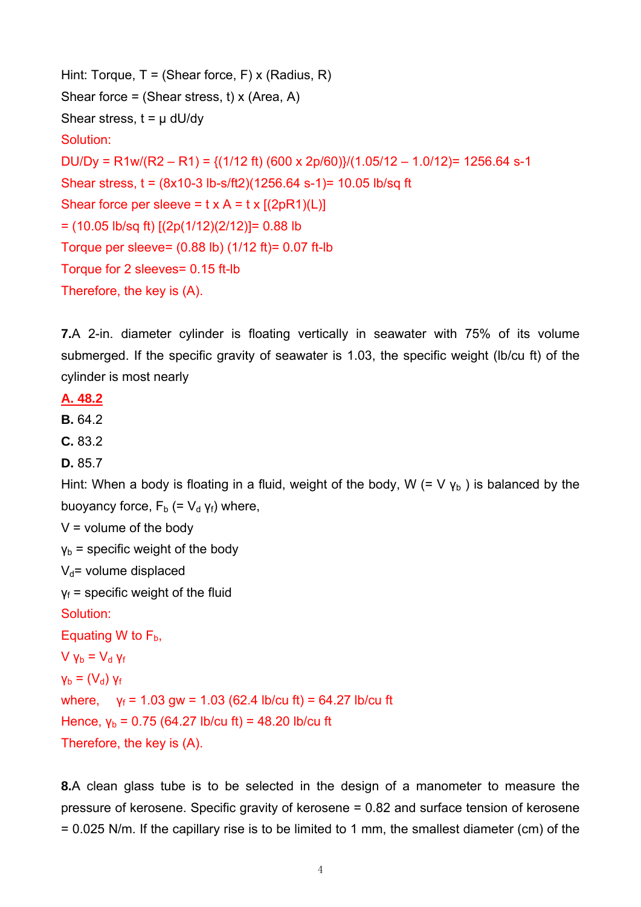Hint: Torque, T = (Shear force, F) x (Radius, R)

Shear force = (Shear stress, t) x (Area, A)

Shear stress, t = μ dU/dy

Solution:

DU/Dy = R1w/(R2 – R1) = {(1/12 ft) (600 x 2p/60)}/(1.05/12 – 1.0/12)= 1256.64 s-1

Shear stress, t = (8x10-3 lb-s/ft2)(1256.64 s-1)= 10.05 lb/sq ft

Shear force per sleeve = t x A = t x [(2pR1)(L)]

= (10.05 lb/sq ft) [(2p(1/12)(2/12)]= 0.88 lb

Torque per sleeve= (0.88 lb) (1/12 ft)= 0.07 ft-lb

Torque for 2 sleeves= 0.15 ft-lb

Therefore, the key is (A).

**7.** A 2-in. diameter cylinder is floating vertically in seawater with 75% of its volume submerged. If the specific gravity of seawater is 1.03, the specific weight (lb/cu ft) of the cylinder is most nearly

**A.** 48.2

**B.** 64.2

**C.** 83.2

**D.** 85.7

Hint: When a body is floating in a fluid, weight of the body, W (= V $\gamma_b$ ) is balanced by the buoyancy force, $F_b$ (= $V_d$ $\gamma_f$) where,

V = volume of the body

$\gamma_b$ = specific weight of the body

$V_d$= volume displaced

$\gamma_f$ = specific weight of the fluid

Solution:

Equating W to $F_b$,

$V \gamma_b = V_d \gamma_f$

$\gamma_b = (V_d) \gamma_f$

where, $\gamma_f$ = 1.03 gw = 1.03 (62.4 lb/cu ft) = 64.27 lb/cu ft

Hence, $\gamma_b$ = 0.75 (64.27 lb/cu ft) = 48.20 lb/cu ft

Therefore, the key is (A).

**8.** A clean glass tube is to be selected in the design of a manometer to measure the pressure of kerosene. Specific gravity of kerosene = 0.82 and surface tension of kerosene = 0.025 N/m. If the capillary rise is to be limited to 1 mm, the smallest diameter (cm) of the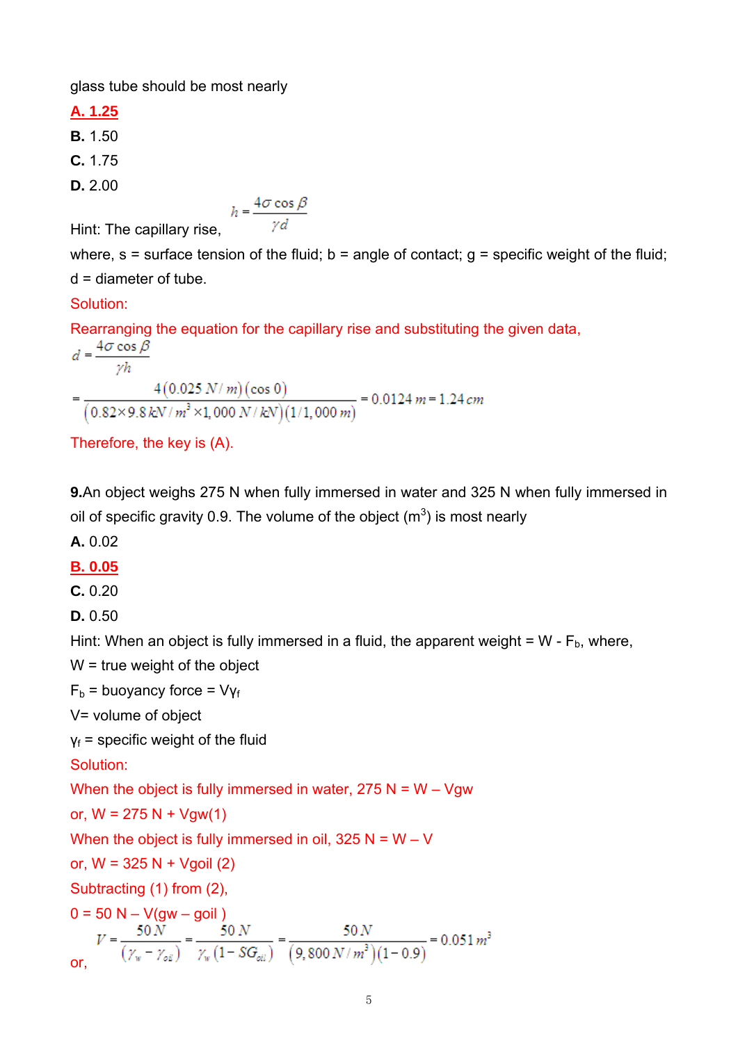glass tube should be most nearly

**A. 1.25**

**B.** 1.50

**C.** 1.75

**D.** 2.00

Hint: The capillary rise, $h = \dfrac{4\sigma \cos\beta}{\gamma d}$

where, s = surface tension of the fluid; b = angle of contact; g = specific weight of the fluid; d = diameter of tube.

Solution:

Rearranging the equation for the capillary rise and substituting the given data,

$$d = \frac{4\sigma \cos\beta}{\gamma h}$$

$$= \frac{4(0.025\ N/m)(\cos 0)}{(0.82 \times 9.8\ kN/m^3 \times 1{,}000\ N/kN)(1/1{,}000\ m)} = 0.0124\ m = 1.24\ cm$$

Therefore, the key is (A).

**9.** An object weighs 275 N when fully immersed in water and 325 N when fully immersed in oil of specific gravity 0.9. The volume of the object ($m^3$) is most nearly

**A.** 0.02

**B. 0.05**

**C.** 0.20

**D.** 0.50

Hint: When an object is fully immersed in a fluid, the apparent weight = W - $F_b$, where,

W = true weight of the object

$F_b$ = buoyancy force = $V\gamma_f$

V= volume of object

$\gamma_f$ = specific weight of the fluid

Solution:

When the object is fully immersed in water, 275 N = W – Vgw

or, W = 275 N + Vgw(1)

When the object is fully immersed in oil, 325 N = W – V

or, W = 325 N + Vgoil (2)

Subtracting (1) from (2),

0 = 50 N – V(gw – goil )

or, $V = \dfrac{50\ N}{(\gamma_w - \gamma_{oil})} = \dfrac{50\ N}{\gamma_w(1 - SG_{oil})} = \dfrac{50\ N}{(9{,}800\ N/m^3)(1 - 0.9)} = 0.051\ m^3$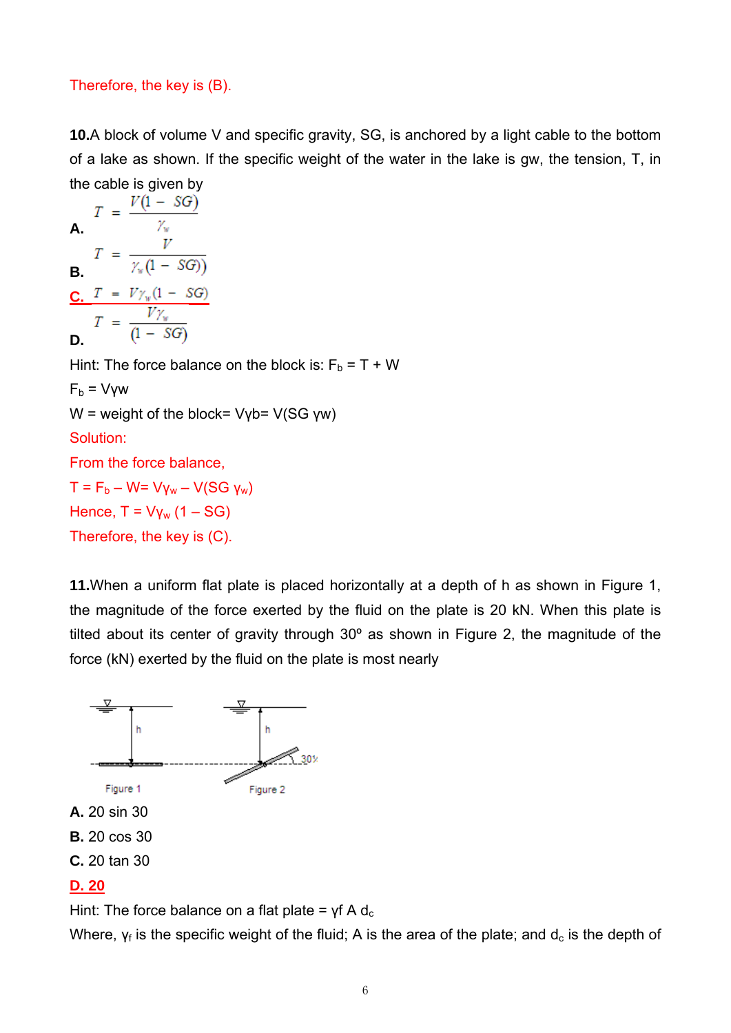Therefore, the key is (B).

**10.** A block of volume V and specific gravity, SG, is anchored by a light cable to the bottom of a lake as shown. If the specific weight of the water in the lake is gw, the tension, T, in the cable is given by

**A.** $T = \dfrac{V(1 - SG)}{\gamma_w}$

**B.** $T = \dfrac{V}{\gamma_w(1 - SG))}$

**C.** $T = V\gamma_w(1 - SG)$

**D.** $T = \dfrac{V\gamma_w}{(1 - SG)}$

Hint: The force balance on the block is: $F_b = T + W$

$F_b = V\gamma w$

W = weight of the block= $V\gamma b = V(SG\ \gamma w)$

Solution:

From the force balance,

$T = F_b - W = V\gamma_w - V(SG\ \gamma_w)$

Hence, $T = V\gamma_w\ (1 - SG)$

Therefore, the key is (C).

**11.** When a uniform flat plate is placed horizontally at a depth of h as shown in Figure 1, the magnitude of the force exerted by the fluid on the plate is 20 kN. When this plate is tilted about its center of gravity through 30° as shown in Figure 2, the magnitude of the force (kN) exerted by the fluid on the plate is most nearly

Figure 1 Figure 2

**A.** 20 sin 30

**B.** 20 cos 30

**C.** 20 tan 30

**D. 20**

Hint: The force balance on a flat plate = $\gamma f\ A\ d_c$

Where, $\gamma_f$ is the specific weight of the fluid; A is the area of the plate; and $d_c$ is the depth of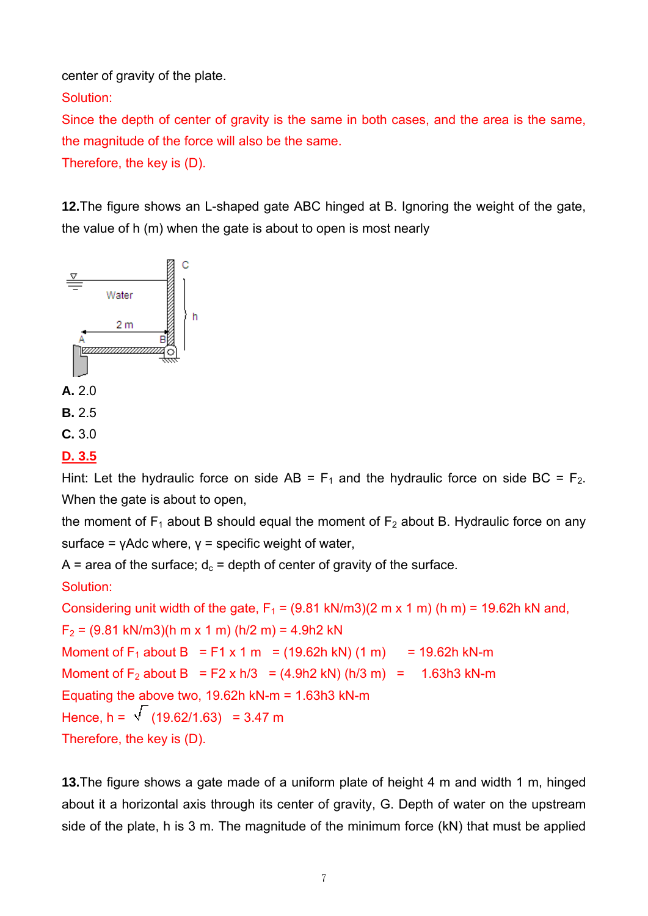center of gravity of the plate.

Solution:

Since the depth of center of gravity is the same in both cases, and the area is the same, the magnitude of the force will also be the same.

Therefore, the key is (D).

**12.** The figure shows an L-shaped gate ABC hinged at B. Ignoring the weight of the gate, the value of h (m) when the gate is about to open is most nearly

**A.** 2.0

**B.** 2.5

**C.** 3.0

**D. 3.5**

Hint: Let the hydraulic force on side AB = $F_1$ and the hydraulic force on side BC = $F_2$. When the gate is about to open,

the moment of $F_1$ about B should equal the moment of $F_2$ about B. Hydraulic force on any surface = $\gamma A d_c$ where, $\gamma$ = specific weight of water,

A = area of the surface; $d_c$ = depth of center of gravity of the surface.

Solution:

Considering unit width of the gate, $F_1$ = (9.81 kN/m3)(2 m x 1 m) (h m) = 19.62h kN and,

$F_2$ = (9.81 kN/m3)(h m x 1 m) (h/2 m) = 4.9h2 kN

Moment of $F_1$ about B = F1 x 1 m = (19.62h kN) (1 m) = 19.62h kN-m

Moment of $F_2$ about B = F2 x h/3 = (4.9h2 kN) (h/3 m) = 1.63h3 kN-m

Equating the above two, 19.62h kN-m = 1.63h3 kN-m

Hence, h = $\sqrt{(19.62/1.63)}$ = 3.47 m

Therefore, the key is (D).

**13.** The figure shows a gate made of a uniform plate of height 4 m and width 1 m, hinged about it a horizontal axis through its center of gravity, G. Depth of water on the upstream side of the plate, h is 3 m. The magnitude of the minimum force (kN) that must be applied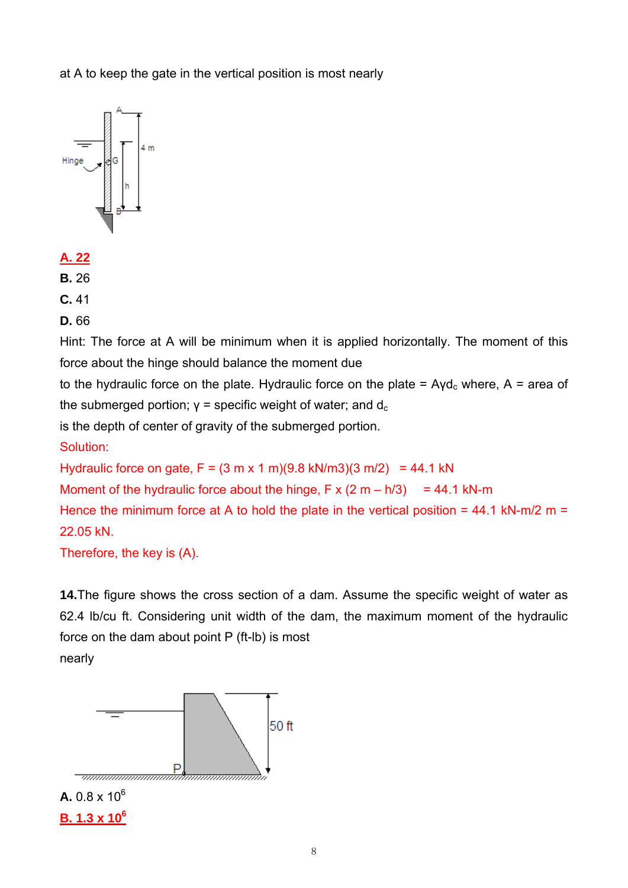at A to keep the gate in the vertical position is most nearly

**A. 22**

**B.** 26

**C.** 41

**D.** 66

Hint: The force at A will be minimum when it is applied horizontally. The moment of this force about the hinge should balance the moment due to the hydraulic force on the plate. Hydraulic force on the plate = $A\gamma d_c$ where, A = area of the submerged portion; $\gamma$ = specific weight of water; and $d_c$ is the depth of center of gravity of the submerged portion.

Solution:

Hydraulic force on gate, F = (3 m x 1 m)(9.8 kN/m3)(3 m/2) = 44.1 kN

Moment of the hydraulic force about the hinge, F x (2 m – h/3) = 44.1 kN-m

Hence the minimum force at A to hold the plate in the vertical position = 44.1 kN-m/2 m = 22.05 kN.

Therefore, the key is (A).

**14.** The figure shows the cross section of a dam. Assume the specific weight of water as 62.4 lb/cu ft. Considering unit width of the dam, the maximum moment of the hydraulic force on the dam about point P (ft-lb) is most nearly

**A.** $0.8 \times 10^6$

**B. $1.3 \times 10^6$**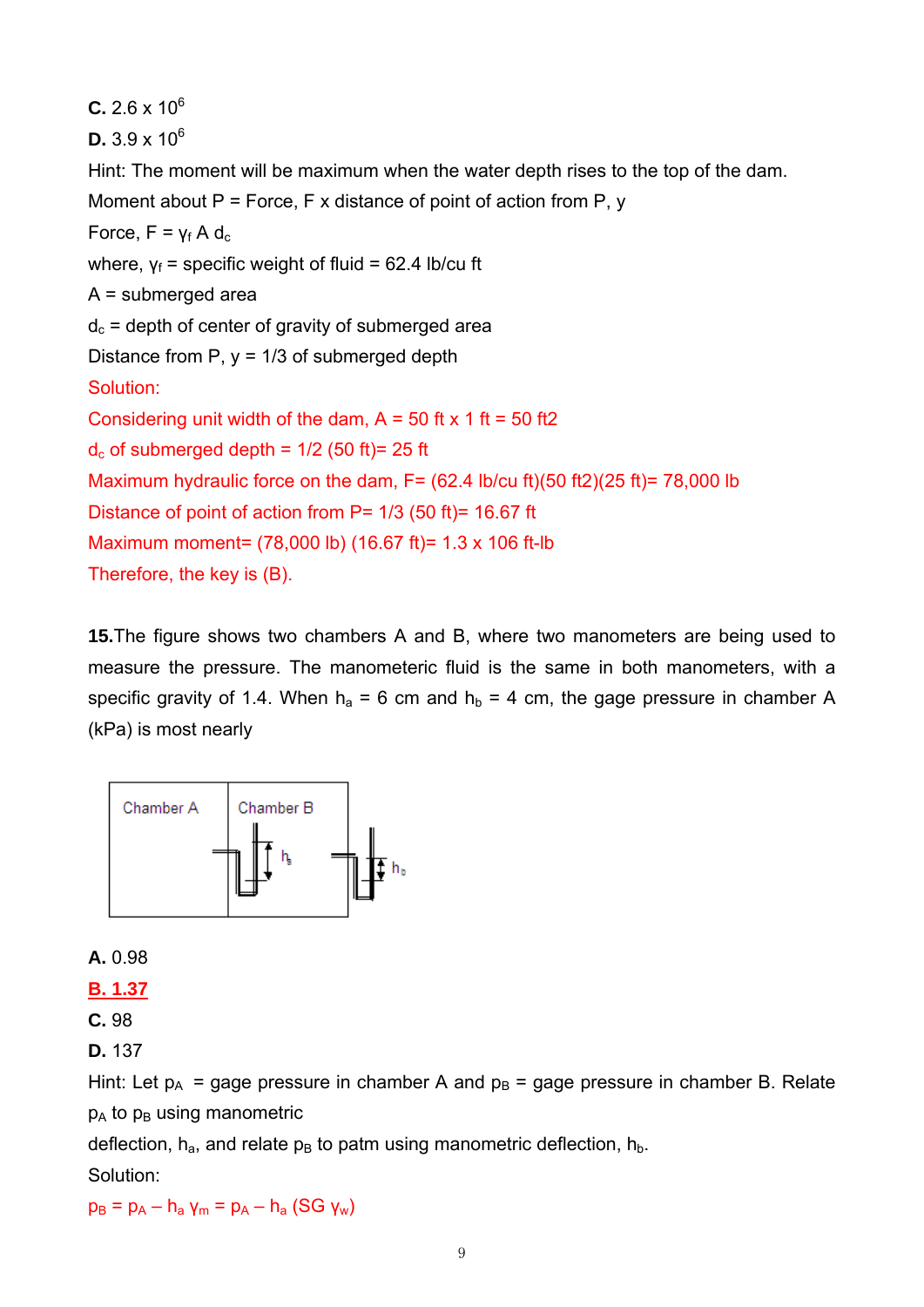**C.** 2.6 x $10^6$

**D.** 3.9 x $10^6$

Hint: The moment will be maximum when the water depth rises to the top of the dam.

Moment about P = Force, F x distance of point of action from P, y

Force, $F = \gamma_f A d_c$

where, $\gamma_f$ = specific weight of fluid = 62.4 lb/cu ft

A = submerged area

$d_c$ = depth of center of gravity of submerged area

Distance from P, y = 1/3 of submerged depth

Solution:

Considering unit width of the dam, A = 50 ft x 1 ft = 50 ft2

$d_c$ of submerged depth = 1/2 (50 ft)= 25 ft

Maximum hydraulic force on the dam, F= (62.4 lb/cu ft)(50 ft2)(25 ft)= 78,000 lb

Distance of point of action from P= 1/3 (50 ft)= 16.67 ft

Maximum moment= (78,000 lb) (16.67 ft)= 1.3 x 106 ft-lb

Therefore, the key is (B).

**15.**The figure shows two chambers A and B, where two manometers are being used to measure the pressure. The manometeric fluid is the same in both manometers, with a specific gravity of 1.4. When $h_a$ = 6 cm and $h_b$ = 4 cm, the gage pressure in chamber A (kPa) is most nearly

Chamber A Chamber B $h_a$ $h_b$

**A.** 0.98

**B. 1.37**

**C.** 98

**D.** 137

Hint: Let $p_A$ = gage pressure in chamber A and $p_B$ = gage pressure in chamber B. Relate $p_A$ to $p_B$ using manometric deflection, $h_a$, and relate $p_B$ to patm using manometric deflection, $h_b$.

Solution:

$p_B = p_A - h_a \gamma_m = p_A - h_a (SG\ \gamma_w)$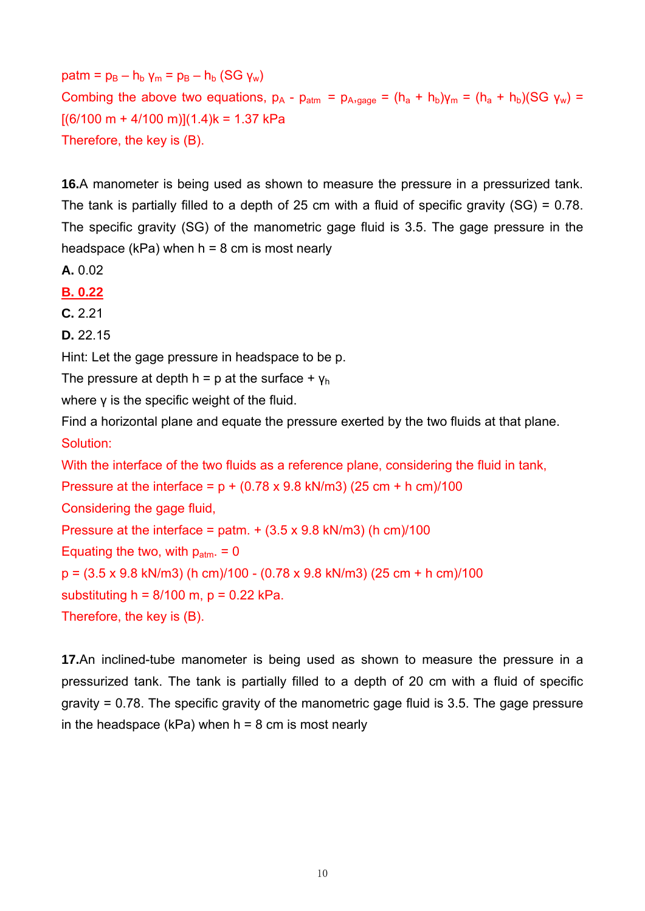patm = $p_B - h_b \gamma_m = p_B - h_b (SG\ \gamma_w)$

Combing the above two equations, $p_A$ - $p_{atm}$ = $p_{A,gage}$ = $(h_a + h_b)\gamma_m$ = $(h_a + h_b)(SG\ \gamma_w)$ = [(6/100 m + 4/100 m)](1.4)k = 1.37 kPa

Therefore, the key is (B).

**16.** A manometer is being used as shown to measure the pressure in a pressurized tank. The tank is partially filled to a depth of 25 cm with a fluid of specific gravity (SG) = 0.78. The specific gravity (SG) of the manometric gage fluid is 3.5. The gage pressure in the headspace (kPa) when h = 8 cm is most nearly

**A.** 0.02

**B. 0.22**

**C.** 2.21

**D.** 22.15

Hint: Let the gage pressure in headspace to be p.

The pressure at depth h = p at the surface + $\gamma_h$

where $\gamma$ is the specific weight of the fluid.

Find a horizontal plane and equate the pressure exerted by the two fluids at that plane.

Solution:

With the interface of the two fluids as a reference plane, considering the fluid in tank,

Pressure at the interface = p + (0.78 x 9.8 kN/m3) (25 cm + h cm)/100

Considering the gage fluid,

Pressure at the interface = patm. + (3.5 x 9.8 kN/m3) (h cm)/100

Equating the two, with $p_{atm.}$ = 0

p = (3.5 x 9.8 kN/m3) (h cm)/100 - (0.78 x 9.8 kN/m3) (25 cm + h cm)/100

substituting h = 8/100 m, p = 0.22 kPa.

Therefore, the key is (B).

**17.** An inclined-tube manometer is being used as shown to measure the pressure in a pressurized tank. The tank is partially filled to a depth of 20 cm with a fluid of specific gravity = 0.78. The specific gravity of the manometric gage fluid is 3.5. The gage pressure in the headspace (kPa) when h = 8 cm is most nearly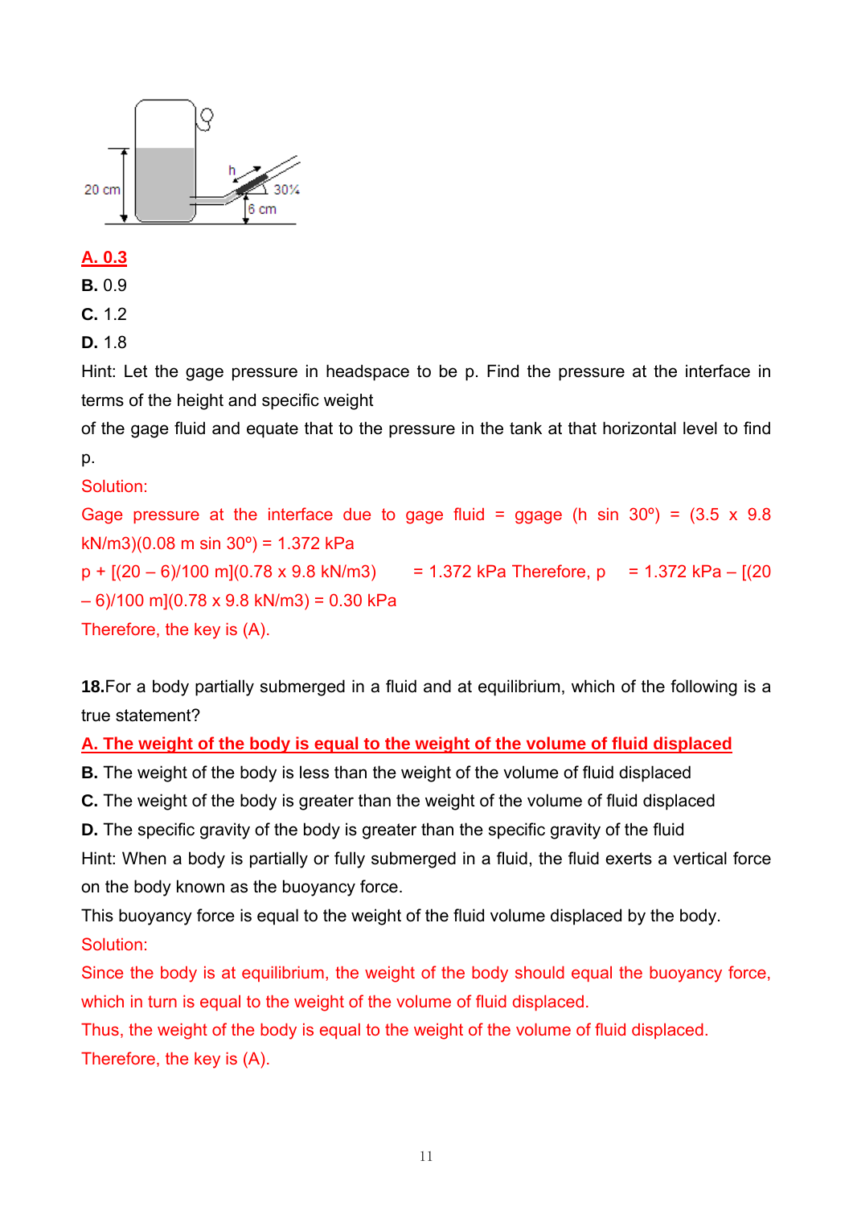20 cm

h

30°

6 cm

**A. 0.3**

**B.** 0.9

**C.** 1.2

**D.** 1.8

Hint: Let the gage pressure in headspace to be p. Find the pressure at the interface in terms of the height and specific weight of the gage fluid and equate that to the pressure in the tank at that horizontal level to find p.

Solution:

Gage pressure at the interface due to gage fluid = ggage (h sin 30°) = (3.5 x 9.8 kN/m3)(0.08 m sin 30°) = 1.372 kPa

p + [(20 – 6)/100 m](0.78 x 9.8 kN/m3) = 1.372 kPa Therefore, p = 1.372 kPa – [(20 – 6)/100 m](0.78 x 9.8 kN/m3) = 0.30 kPa

Therefore, the key is (A).

**18.** For a body partially submerged in a fluid and at equilibrium, which of the following is a true statement?

**A. The weight of the body is equal to the weight of the volume of fluid displaced**

**B.** The weight of the body is less than the weight of the volume of fluid displaced

**C.** The weight of the body is greater than the weight of the volume of fluid displaced

**D.** The specific gravity of the body is greater than the specific gravity of the fluid

Hint: When a body is partially or fully submerged in a fluid, the fluid exerts a vertical force on the body known as the buoyancy force.

This buoyancy force is equal to the weight of the fluid volume displaced by the body.

Solution:

Since the body is at equilibrium, the weight of the body should equal the buoyancy force, which in turn is equal to the weight of the volume of fluid displaced.

Thus, the weight of the body is equal to the weight of the volume of fluid displaced.

Therefore, the key is (A).